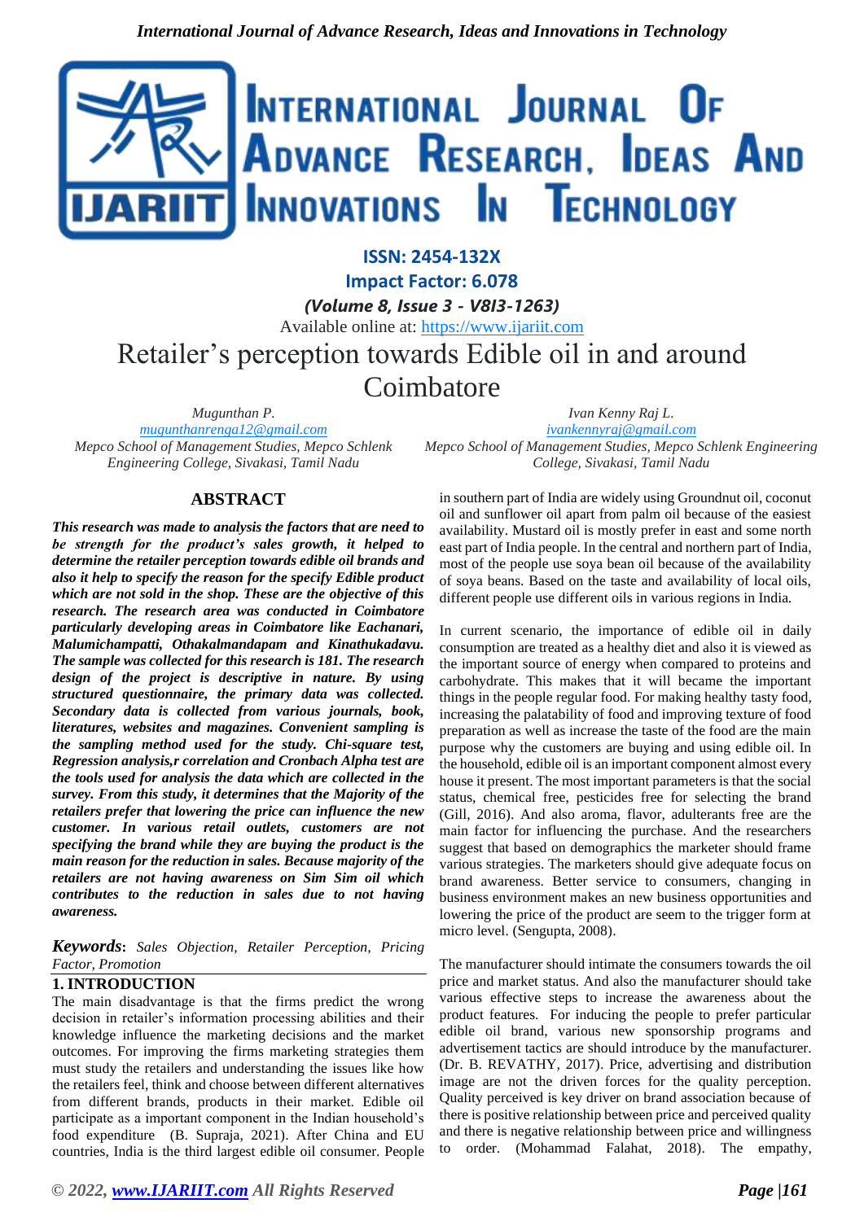ISSN: 2454-132X

Impact Factor: 6.078

*(Volume 8, Issue 3 - V8I3-1263)*

Available online at: https://www.ijariit.com

# Retailer's perception towards Edible oil in and around Coimbatore

*Mugunthan P.*
mugunthanrenga12@gmail.com
*Mepco School of Management Studies, Mepco Schlenk Engineering College, Sivakasi, Tamil Nadu*

*Ivan Kenny Raj L.*
ivankennyraj@gmail.com
*Mepco School of Management Studies, Mepco Schlenk Engineering College, Sivakasi, Tamil Nadu*

## ABSTRACT

***This research was made to analysis the factors that are need to be strength for the product's sales growth, it helped to determine the retailer perception towards edible oil brands and also it help to specify the reason for the specify Edible product which are not sold in the shop. These are the objective of this research. The research area was conducted in Coimbatore particularly developing areas in Coimbatore like Eachanari, Malumichampatti, Othakalmandapam and Kinathukadavu. The sample was collected for this research is 181. The research design of the project is descriptive in nature. By using structured questionnaire, the primary data was collected. Secondary data is collected from various journals, book, literatures, websites and magazines. Convenient sampling is the sampling method used for the study. Chi-square test, Regression analysis,r correlation and Cronbach Alpha test are the tools used for analysis the data which are collected in the survey. From this study, it determines that the Majority of the retailers prefer that lowering the price can influence the new customer. In various retail outlets, customers are not specifying the brand while they are buying the product is the main reason for the reduction in sales. Because majority of the retailers are not having awareness on Sim Sim oil which contributes to the reduction in sales due to not having awareness.***

***Keywords****: Sales Objection, Retailer Perception, Pricing Factor, Promotion*

## 1. INTRODUCTION

The main disadvantage is that the firms predict the wrong decision in retailer's information processing abilities and their knowledge influence the marketing decisions and the market outcomes. For improving the firms marketing strategies them must study the retailers and understanding the issues like how the retailers feel, think and choose between different alternatives from different brands, products in their market. Edible oil participate as a important component in the Indian household's food expenditure (B. Supraja, 2021). After China and EU countries, India is the third largest edible oil consumer. People in southern part of India are widely using Groundnut oil, coconut oil and sunflower oil apart from palm oil because of the easiest availability. Mustard oil is mostly prefer in east and some north east part of India people. In the central and northern part of India, most of the people use soya bean oil because of the availability of soya beans. Based on the taste and availability of local oils, different people use different oils in various regions in India.

In current scenario, the importance of edible oil in daily consumption are treated as a healthy diet and also it is viewed as the important source of energy when compared to proteins and carbohydrate. This makes that it will became the important things in the people regular food. For making healthy tasty food, increasing the palatability of food and improving texture of food preparation as well as increase the taste of the food are the main purpose why the customers are buying and using edible oil. In the household, edible oil is an important component almost every house it present. The most important parameters is that the social status, chemical free, pesticides free for selecting the brand (Gill, 2016). And also aroma, flavor, adulterants free are the main factor for influencing the purchase. And the researchers suggest that based on demographics the marketer should frame various strategies. The marketers should give adequate focus on brand awareness. Better service to consumers, changing in business environment makes an new business opportunities and lowering the price of the product are seem to the trigger form at micro level. (Sengupta, 2008).

The manufacturer should intimate the consumers towards the oil price and market status. And also the manufacturer should take various effective steps to increase the awareness about the product features. For inducing the people to prefer particular edible oil brand, various new sponsorship programs and advertisement tactics are should introduce by the manufacturer. (Dr. B. REVATHY, 2017). Price, advertising and distribution image are not the driven forces for the quality perception. Quality perceived is key driver on brand association because of there is positive relationship between price and perceived quality and there is negative relationship between price and willingness to order. (Mohammad Falahat, 2018). The empathy,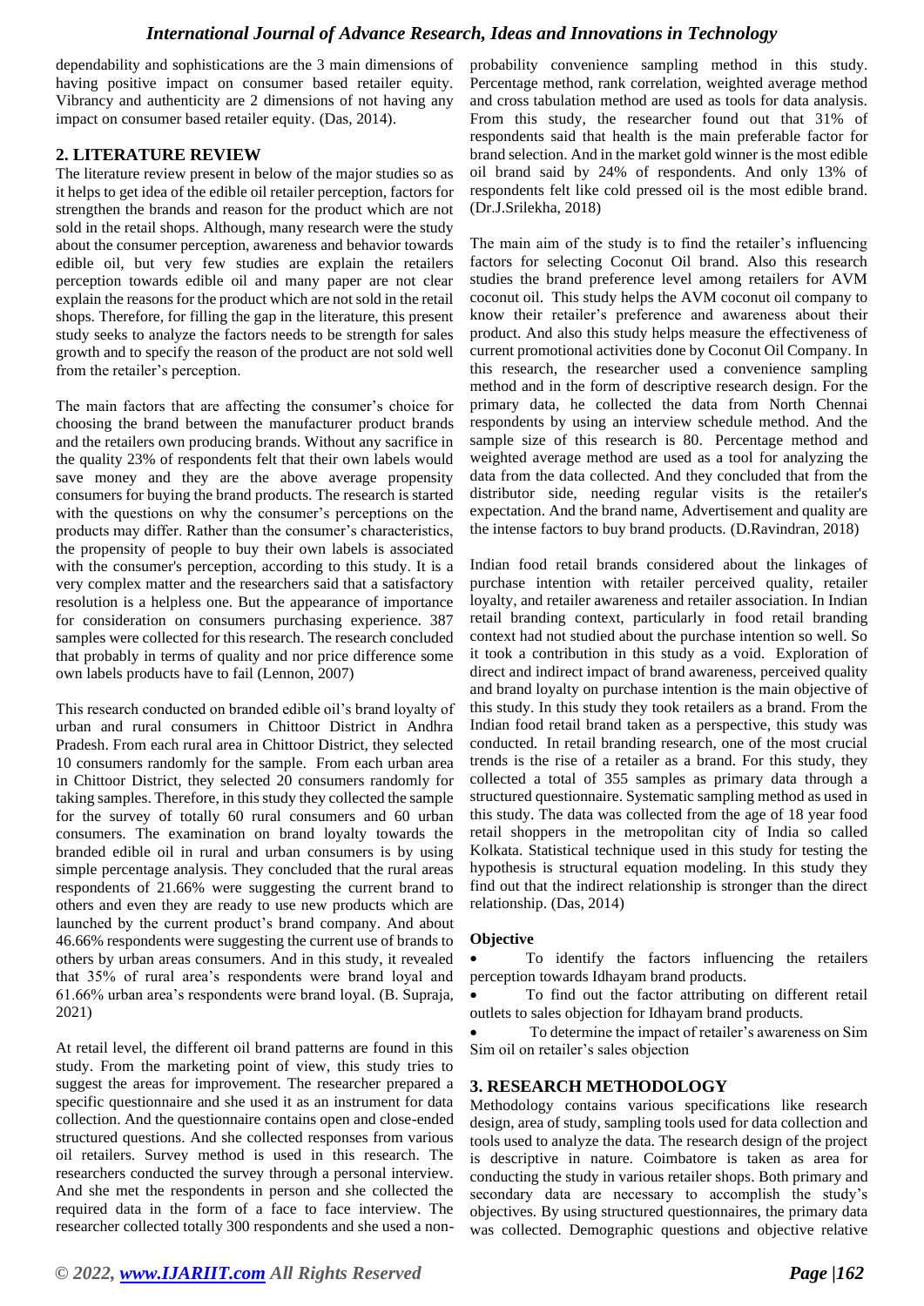dependability and sophistications are the 3 main dimensions of having positive impact on consumer based retailer equity. Vibrancy and authenticity are 2 dimensions of not having any impact on consumer based retailer equity. (Das, 2014).

## 2. LITERATURE REVIEW

The literature review present in below of the major studies so as it helps to get idea of the edible oil retailer perception, factors for strengthen the brands and reason for the product which are not sold in the retail shops. Although, many research were the study about the consumer perception, awareness and behavior towards edible oil, but very few studies are explain the retailers perception towards edible oil and many paper are not clear explain the reasons for the product which are not sold in the retail shops. Therefore, for filling the gap in the literature, this present study seeks to analyze the factors needs to be strength for sales growth and to specify the reason of the product are not sold well from the retailer's perception.

The main factors that are affecting the consumer's choice for choosing the brand between the manufacturer product brands and the retailers own producing brands. Without any sacrifice in the quality 23% of respondents felt that their own labels would save money and they are the above average propensity consumers for buying the brand products. The research is started with the questions on why the consumer's perceptions on the products may differ. Rather than the consumer's characteristics, the propensity of people to buy their own labels is associated with the consumer's perception, according to this study. It is a very complex matter and the researchers said that a satisfactory resolution is a helpless one. But the appearance of importance for consideration on consumers purchasing experience. 387 samples were collected for this research. The research concluded that probably in terms of quality and nor price difference some own labels products have to fail (Lennon, 2007)

This research conducted on branded edible oil's brand loyalty of urban and rural consumers in Chittoor District in Andhra Pradesh. From each rural area in Chittoor District, they selected 10 consumers randomly for the sample. From each urban area in Chittoor District, they selected 20 consumers randomly for taking samples. Therefore, in this study they collected the sample for the survey of totally 60 rural consumers and 60 urban consumers. The examination on brand loyalty towards the branded edible oil in rural and urban consumers is by using simple percentage analysis. They concluded that the rural areas respondents of 21.66% were suggesting the current brand to others and even they are ready to use new products which are launched by the current product's brand company. And about 46.66% respondents were suggesting the current use of brands to others by urban areas consumers. And in this study, it revealed that 35% of rural area's respondents were brand loyal and 61.66% urban area's respondents were brand loyal. (B. Supraja, 2021)

At retail level, the different oil brand patterns are found in this study. From the marketing point of view, this study tries to suggest the areas for improvement. The researcher prepared a specific questionnaire and she used it as an instrument for data collection. And the questionnaire contains open and close-ended structured questions. And she collected responses from various oil retailers. Survey method is used in this research. The researchers conducted the survey through a personal interview. And she met the respondents in person and she collected the required data in the form of a face to face interview. The researcher collected totally 300 respondents and she used a non-probability convenience sampling method in this study. Percentage method, rank correlation, weighted average method and cross tabulation method are used as tools for data analysis. From this study, the researcher found out that 31% of respondents said that health is the main preferable factor for brand selection. And in the market gold winner is the most edible oil brand said by 24% of respondents. And only 13% of respondents felt like cold pressed oil is the most edible brand. (Dr.J.Srilekha, 2018)

The main aim of the study is to find the retailer's influencing factors for selecting Coconut Oil brand. Also this research studies the brand preference level among retailers for AVM coconut oil. This study helps the AVM coconut oil company to know their retailer's preference and awareness about their product. And also this study helps measure the effectiveness of current promotional activities done by Coconut Oil Company. In this research, the researcher used a convenience sampling method and in the form of descriptive research design. For the primary data, he collected the data from North Chennai respondents by using an interview schedule method. And the sample size of this research is 80. Percentage method and weighted average method are used as a tool for analyzing the data from the data collected. And they concluded that from the distributor side, needing regular visits is the retailer's expectation. And the brand name, Advertisement and quality are the intense factors to buy brand products. (D.Ravindran, 2018)

Indian food retail brands considered about the linkages of purchase intention with retailer perceived quality, retailer loyalty, and retailer awareness and retailer association. In Indian retail branding context, particularly in food retail branding context had not studied about the purchase intention so well. So it took a contribution in this study as a void. Exploration of direct and indirect impact of brand awareness, perceived quality and brand loyalty on purchase intention is the main objective of this study. In this study they took retailers as a brand. From the Indian food retail brand taken as a perspective, this study was conducted. In retail branding research, one of the most crucial trends is the rise of a retailer as a brand. For this study, they collected a total of 355 samples as primary data through a structured questionnaire. Systematic sampling method as used in this study. The data was collected from the age of 18 year food retail shoppers in the metropolitan city of India so called Kolkata. Statistical technique used in this study for testing the hypothesis is structural equation modeling. In this study they find out that the indirect relationship is stronger than the direct relationship. (Das, 2014)

**Objective**

- To identify the factors influencing the retailers perception towards Idhayam brand products.
- To find out the factor attributing on different retail outlets to sales objection for Idhayam brand products.
- To determine the impact of retailer's awareness on Sim Sim oil on retailer's sales objection

## 3. RESEARCH METHODOLOGY

Methodology contains various specifications like research design, area of study, sampling tools used for data collection and tools used to analyze the data. The research design of the project is descriptive in nature. Coimbatore is taken as area for conducting the study in various retailer shops. Both primary and secondary data are necessary to accomplish the study's objectives. By using structured questionnaires, the primary data was collected. Demographic questions and objective relative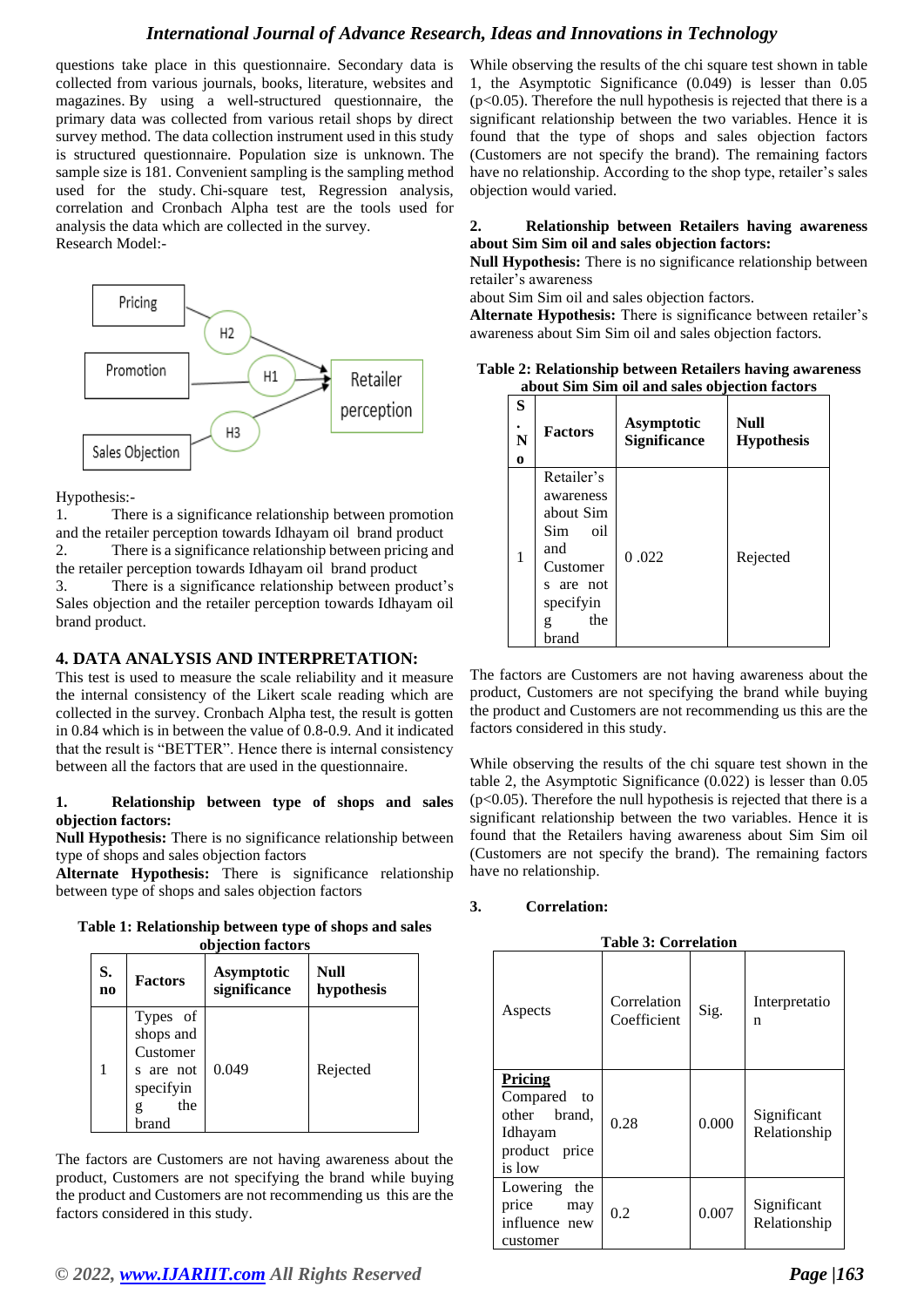questions take place in this questionnaire. Secondary data is collected from various journals, books, literature, websites and magazines. By using a well-structured questionnaire, the primary data was collected from various retail shops by direct survey method. The data collection instrument used in this study is structured questionnaire. Population size is unknown. The sample size is 181. Convenient sampling is the sampling method used for the study. Chi-square test, Regression analysis, correlation and Cronbach Alpha test are the tools used for analysis the data which are collected in the survey.

Research Model:-

Pricing — H2 → Retailer perception
Promotion — H1 → Retailer perception
Sales Objection — H3 → Retailer perception

Hypothesis:-

1. There is a significance relationship between promotion and the retailer perception towards Idhayam oil brand product
2. There is a significance relationship between pricing and the retailer perception towards Idhayam oil brand product
3. There is a significance relationship between product's Sales objection and the retailer perception towards Idhayam oil brand product.

## 4. DATA ANALYSIS AND INTERPRETATION:

This test is used to measure the scale reliability and it measure the internal consistency of the Likert scale reading which are collected in the survey. Cronbach Alpha test, the result is gotten in 0.84 which is in between the value of 0.8-0.9. And it indicated that the result is "BETTER". Hence there is internal consistency between all the factors that are used in the questionnaire.

### 1. Relationship between type of shops and sales objection factors:

**Null Hypothesis:** There is no significance relationship between type of shops and sales objection factors

**Alternate Hypothesis:** There is significance relationship between type of shops and sales objection factors

**Table 1: Relationship between type of shops and sales objection factors**

| S. no | Factors | Asymptotic significance | Null hypothesis |
|---|---|---|---|
| 1 | Types of shops and Customers are not specifying the brand | 0.049 | Rejected |

The factors are Customers are not having awareness about the product, Customers are not specifying the brand while buying the product and Customers are not recommending us this are the factors considered in this study.

While observing the results of the chi square test shown in table 1, the Asymptotic Significance (0.049) is lesser than 0.05 ($p<0.05$). Therefore the null hypothesis is rejected that there is a significant relationship between the two variables. Hence it is found that the type of shops and sales objection factors (Customers are not specify the brand). The remaining factors have no relationship. According to the shop type, retailer's sales objection would varied.

### 2. Relationship between Retailers having awareness about Sim Sim oil and sales objection factors:

**Null Hypothesis:** There is no significance relationship between retailer's awareness

about Sim Sim oil and sales objection factors.

**Alternate Hypothesis:** There is significance between retailer's awareness about Sim Sim oil and sales objection factors.

**Table 2: Relationship between Retailers having awareness about Sim Sim oil and sales objection factors**

| S. No | Factors | Asymptotic Significance | Null Hypothesis |
|---|---|---|---|
| 1 | Retailer's awareness about Sim Sim oil and Customers are not specifying the brand | 0 .022 | Rejected |

The factors are Customers are not having awareness about the product, Customers are not specifying the brand while buying the product and Customers are not recommending us this are the factors considered in this study.

While observing the results of the chi square test shown in the table 2, the Asymptotic Significance (0.022) is lesser than 0.05 ($p<0.05$). Therefore the null hypothesis is rejected that there is a significant relationship between the two variables. Hence it is found that the Retailers having awareness about Sim Sim oil (Customers are not specify the brand). The remaining factors have no relationship.

### 3. Correlation:

**Table 3: Correlation**

| Aspects | Correlation Coefficient | Sig. | Interpretation |
|---|---|---|---|
| **Pricing** Compared to other brand, Idhayam product price is low | 0.28 | 0.000 | Significant Relationship |
| Lowering the price may influence new customer | 0.2 | 0.007 | Significant Relationship |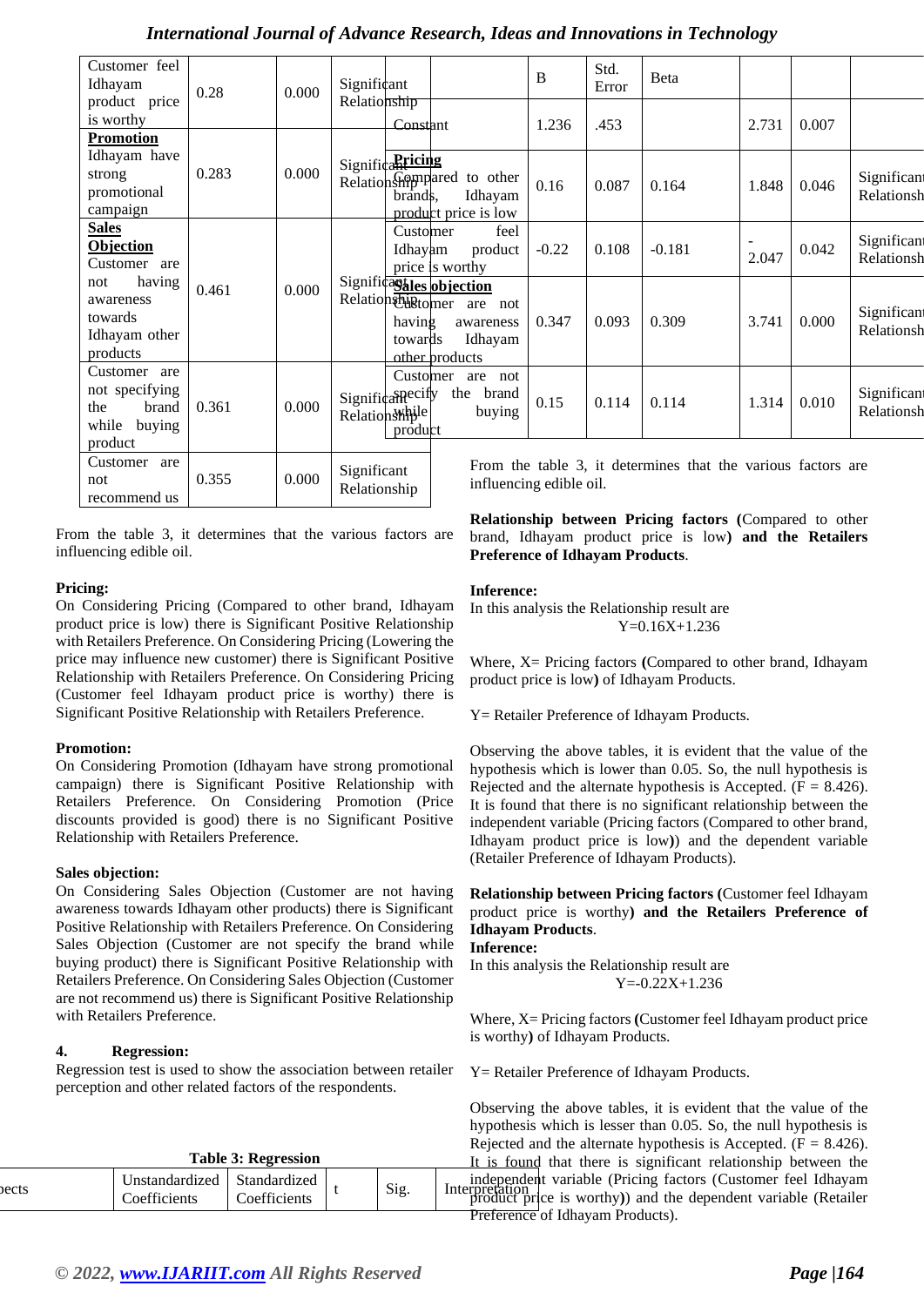| Customer feel Idhayam product price is worthy | 0.28 | 0.000 | Significant Relationship |
|---|---|---|---|
| **Promotion** Idhayam have strong promotional campaign | 0.283 | 0.000 | Significant Relationship |
| **Sales Objection** Customer are not having awareness towards Idhayam other products | 0.461 | 0.000 | Significant Relationship |
| Customer are not specifying the brand while buying product | 0.361 | 0.000 | Significant Relationship |
| Customer are not recommend us | 0.355 | 0.000 | Significant Relationship |

From the table 3, it determines that the various factors are influencing edible oil.

**Pricing:**
On Considering Pricing (Compared to other brand, Idhayam product price is low) there is Significant Positive Relationship with Retailers Preference. On Considering Pricing (Lowering the price may influence new customer) there is Significant Positive Relationship with Retailers Preference. On Considering Pricing (Customer feel Idhayam product price is worthy) there is Significant Positive Relationship with Retailers Preference.

**Promotion:**
On Considering Promotion (Idhayam have strong promotional campaign) there is Significant Positive Relationship with Retailers Preference. On Considering Promotion (Price discounts provided is good) there is no Significant Positive Relationship with Retailers Preference.

**Sales objection:**
On Considering Sales Objection (Customer are not having awareness towards Idhayam other products) there is Significant Positive Relationship with Retailers Preference. On Considering Sales Objection (Customer are not specify the brand while buying product) there is Significant Positive Relationship with Retailers Preference. On Considering Sales Objection (Customer are not recommend us) there is Significant Positive Relationship with Retailers Preference.

**4. Regression:**
Regression test is used to show the association between retailer perception and other related factors of the respondents.

**Table 3: Regression**

| Objects | Unstandardized Coefficients | | Standardized Coefficients | t | Sig. | Interpretation |
|---|---|---|---|---|---|---|
| | B | Std. Error | Beta | | | |
| Constant | 1.236 | .453 | | 2.731 | 0.007 | |
| **Pricing** Compared to other brands, Idhayam product price is low | 0.16 | 0.087 | 0.164 | 1.848 | 0.046 | Significant Relationship |
| Customer feel Idhayam product price is worthy | -0.22 | 0.108 | -0.181 | -2.047 | 0.042 | Significant Relationship |
| **Sales objection** Customer are not having awareness towards Idhayam other products | 0.347 | 0.093 | 0.309 | 3.741 | 0.000 | Significant Relationship |
| Customer are not specify the brand while buying product | 0.15 | 0.114 | 0.114 | 1.314 | 0.010 | Significant Relationship |

From the table 3, it determines that the various factors are influencing edible oil.

**Relationship between Pricing factors (**Compared to other brand, Idhayam product price is low**) and the Retailers Preference of Idhayam Products**.

**Inference:**
In this analysis the Relationship result are

$$Y=0.16X+1.236$$

Where, X= Pricing factors **(**Compared to other brand, Idhayam product price is low**)** of Idhayam Products.

Y= Retailer Preference of Idhayam Products.

Observing the above tables, it is evident that the value of the hypothesis which is lower than 0.05. So, the null hypothesis is Rejected and the alternate hypothesis is Accepted. ($F = 8.426$). It is found that there is no significant relationship between the independent variable (Pricing factors (Compared to other brand, Idhayam product price is low**)**) and the dependent variable (Retailer Preference of Idhayam Products).

**Relationship between Pricing factors (**Customer feel Idhayam product price is worthy**) and the Retailers Preference of Idhayam Products**.

**Inference:**
In this analysis the Relationship result are

$$Y=-0.22X+1.236$$

Where, X= Pricing factors **(**Customer feel Idhayam product price is worthy**)** of Idhayam Products.

Y= Retailer Preference of Idhayam Products.

Observing the above tables, it is evident that the value of the hypothesis which is lesser than 0.05. So, the null hypothesis is Rejected and the alternate hypothesis is Accepted. ($F = 8.426$). It is found that there is significant relationship between the independent variable (Pricing factors (Customer feel Idhayam product price is worthy**)**) and the dependent variable (Retailer Preference of Idhayam Products).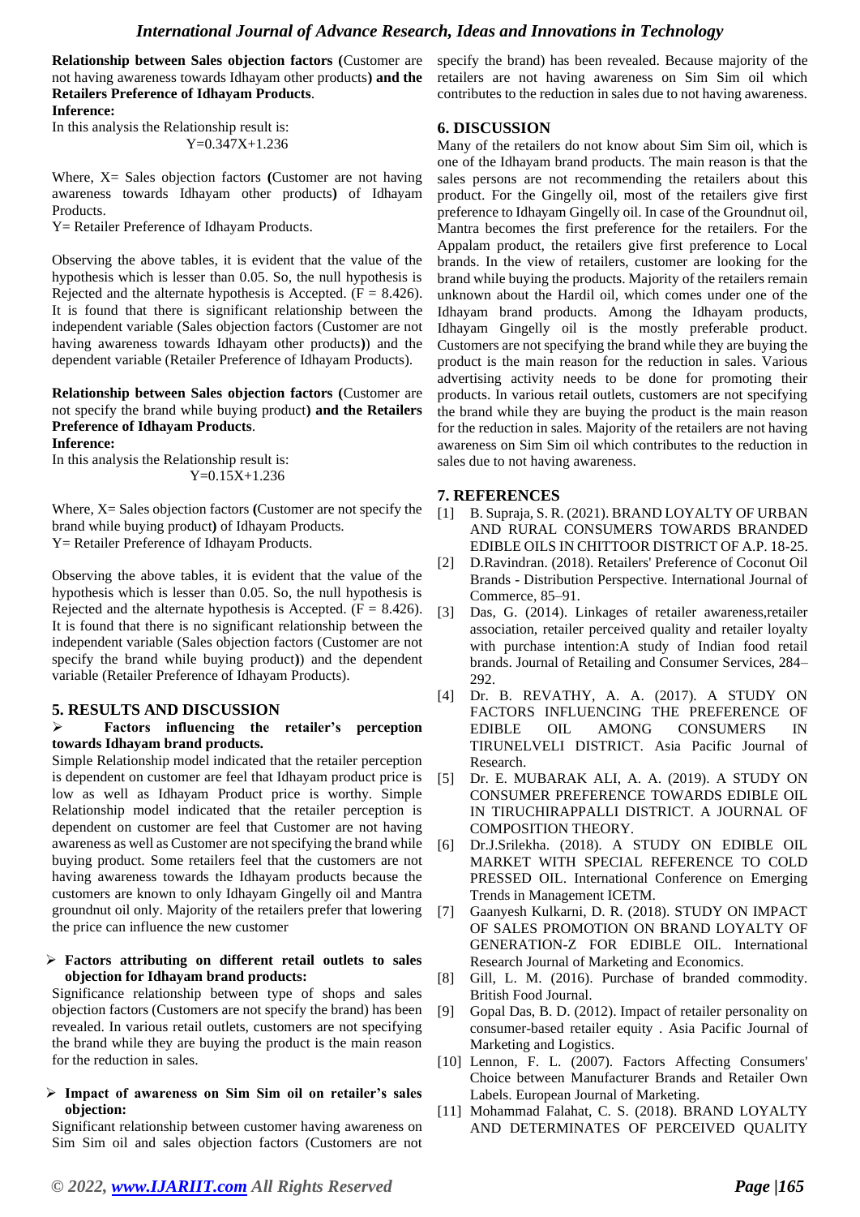**Relationship between Sales objection factors (**Customer are not having awareness towards Idhayam other products**) and the Retailers Preference of Idhayam Products**.

**Inference:**

In this analysis the Relationship result is:

$$Y=0.347X+1.236$$

Where, X= Sales objection factors **(**Customer are not having awareness towards Idhayam other products**)** of Idhayam Products.

Y= Retailer Preference of Idhayam Products.

Observing the above tables, it is evident that the value of the hypothesis which is lesser than 0.05. So, the null hypothesis is Rejected and the alternate hypothesis is Accepted. ($F = 8.426$). It is found that there is significant relationship between the independent variable (Sales objection factors (Customer are not having awareness towards Idhayam other products**)**) and the dependent variable (Retailer Preference of Idhayam Products).

**Relationship between Sales objection factors (**Customer are not specify the brand while buying product**) and the Retailers Preference of Idhayam Products**.

**Inference:**

In this analysis the Relationship result is:

$$Y=0.15X+1.236$$

Where, X= Sales objection factors **(**Customer are not specify the brand while buying product**)** of Idhayam Products.

Y= Retailer Preference of Idhayam Products.

Observing the above tables, it is evident that the value of the hypothesis which is lesser than 0.05. So, the null hypothesis is Rejected and the alternate hypothesis is Accepted. ($F = 8.426$). It is found that there is no significant relationship between the independent variable (Sales objection factors (Customer are not specify the brand while buying product**)**) and the dependent variable (Retailer Preference of Idhayam Products).

## 5. RESULTS AND DISCUSSION

- **Factors influencing the retailer's perception towards Idhayam brand products.**

Simple Relationship model indicated that the retailer perception is dependent on customer are feel that Idhayam product price is low as well as Idhayam Product price is worthy. Simple Relationship model indicated that the retailer perception is dependent on customer are feel that Customer are not having awareness as well as Customer are not specifying the brand while buying product. Some retailers feel that the customers are not having awareness towards the Idhayam products because the customers are known to only Idhayam Gingelly oil and Mantra groundnut oil only. Majority of the retailers prefer that lowering the price can influence the new customer

- **Factors attributing on different retail outlets to sales objection for Idhayam brand products:**

Significance relationship between type of shops and sales objection factors (Customers are not specify the brand) has been revealed. In various retail outlets, customers are not specifying the brand while they are buying the product is the main reason for the reduction in sales.

- **Impact of awareness on Sim Sim oil on retailer's sales objection:**

Significant relationship between customer having awareness on Sim Sim oil and sales objection factors (Customers are not specify the brand) has been revealed. Because majority of the retailers are not having awareness on Sim Sim oil which contributes to the reduction in sales due to not having awareness.

## 6. DISCUSSION

Many of the retailers do not know about Sim Sim oil, which is one of the Idhayam brand products. The main reason is that the sales persons are not recommending the retailers about this product. For the Gingelly oil, most of the retailers give first preference to Idhayam Gingelly oil. In case of the Groundnut oil, Mantra becomes the first preference for the retailers. For the Appalam product, the retailers give first preference to Local brands. In the view of retailers, customer are looking for the brand while buying the products. Majority of the retailers remain unknown about the Hardil oil, which comes under one of the Idhayam brand products. Among the Idhayam products, Idhayam Gingelly oil is the mostly preferable product. Customers are not specifying the brand while they are buying the product is the main reason for the reduction in sales. Various advertising activity needs to be done for promoting their products. In various retail outlets, customers are not specifying the brand while they are buying the product is the main reason for the reduction in sales. Majority of the retailers are not having awareness on Sim Sim oil which contributes to the reduction in sales due to not having awareness.

## 7. REFERENCES

[1] B. Supraja, S. R. (2021). BRAND LOYALTY OF URBAN AND RURAL CONSUMERS TOWARDS BRANDED EDIBLE OILS IN CHITTOOR DISTRICT OF A.P. 18-25.

[2] D.Ravindran. (2018). Retailers' Preference of Coconut Oil Brands - Distribution Perspective. International Journal of Commerce, 85–91.

[3] Das, G. (2014). Linkages of retailer awareness,retailer association, retailer perceived quality and retailer loyalty with purchase intention:A study of Indian food retail brands. Journal of Retailing and Consumer Services, 284–292.

[4] Dr. B. REVATHY, A. A. (2017). A STUDY ON FACTORS INFLUENCING THE PREFERENCE OF EDIBLE OIL AMONG CONSUMERS IN TIRUNELVELI DISTRICT. Asia Pacific Journal of Research.

[5] Dr. E. MUBARAK ALI, A. A. (2019). A STUDY ON CONSUMER PREFERENCE TOWARDS EDIBLE OIL IN TIRUCHIRAPPALLI DISTRICT. A JOURNAL OF COMPOSITION THEORY.

[6] Dr.J.Srilekha. (2018). A STUDY ON EDIBLE OIL MARKET WITH SPECIAL REFERENCE TO COLD PRESSED OIL. International Conference on Emerging Trends in Management ICETM.

[7] Gaanyesh Kulkarni, D. R. (2018). STUDY ON IMPACT OF SALES PROMOTION ON BRAND LOYALTY OF GENERATION-Z FOR EDIBLE OIL. International Research Journal of Marketing and Economics.

[8] Gill, L. M. (2016). Purchase of branded commodity. British Food Journal.

[9] Gopal Das, B. D. (2012). Impact of retailer personality on consumer-based retailer equity . Asia Pacific Journal of Marketing and Logistics.

[10] Lennon, F. L. (2007). Factors Affecting Consumers' Choice between Manufacturer Brands and Retailer Own Labels. European Journal of Marketing.

[11] Mohammad Falahat, C. S. (2018). BRAND LOYALTY AND DETERMINATES OF PERCEIVED QUALITY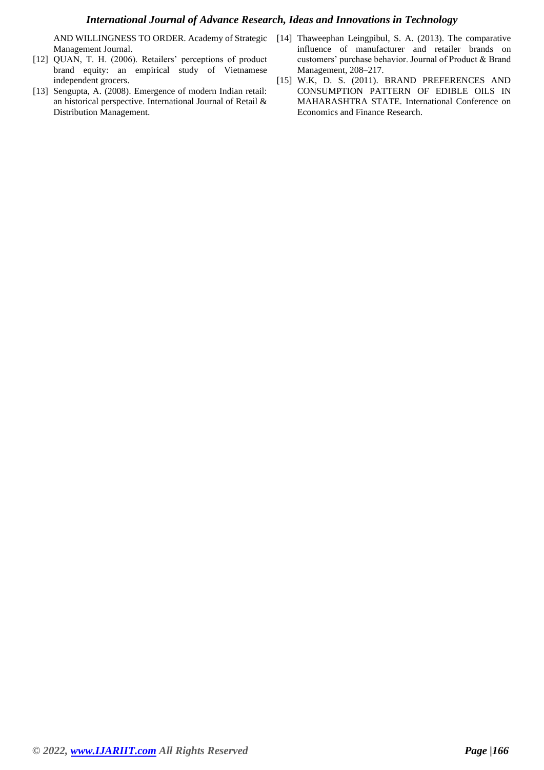AND WILLINGNESS TO ORDER. Academy of Strategic Management Journal.

[12] QUAN, T. H. (2006). Retailers' perceptions of product brand equity: an empirical study of Vietnamese independent grocers.

[13] Sengupta, A. (2008). Emergence of modern Indian retail: an historical perspective. International Journal of Retail & Distribution Management.

[14] Thaweephan Leingpibul, S. A. (2013). The comparative influence of manufacturer and retailer brands on customers' purchase behavior. Journal of Product & Brand Management, 208–217.

[15] W.K, D. S. (2011). BRAND PREFERENCES AND CONSUMPTION PATTERN OF EDIBLE OILS IN MAHARASHTRA STATE. International Conference on Economics and Finance Research.